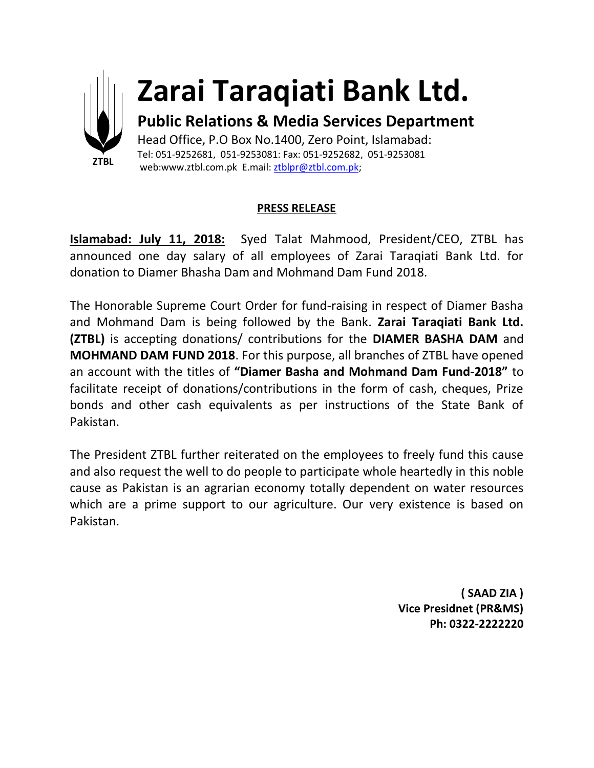ZTBL

# Zarai Taraqiati Bank Ltd.

## Public Relations & Media Services Department

Head Office, P.O Box No.1400, Zero Point, Islamabad:
Tel: 051-9252681, 051-9253081: Fax: 051-9252682, 051-9253081
web:www.ztbl.com.pk E.mail: ztblpr@ztbl.com.pk;

**PRESS RELEASE**

**Islamabad: July 11, 2018:** Syed Talat Mahmood, President/CEO, ZTBL has announced one day salary of all employees of Zarai Taraqiati Bank Ltd. for donation to Diamer Bhasha Dam and Mohmand Dam Fund 2018.

The Honorable Supreme Court Order for fund-raising in respect of Diamer Basha and Mohmand Dam is being followed by the Bank. **Zarai Taraqiati Bank Ltd. (ZTBL)** is accepting donations/ contributions for the **DIAMER BASHA DAM** and **MOHMAND DAM FUND 2018**. For this purpose, all branches of ZTBL have opened an account with the titles of **"Diamer Basha and Mohmand Dam Fund-2018"** to facilitate receipt of donations/contributions in the form of cash, cheques, Prize bonds and other cash equivalents as per instructions of the State Bank of Pakistan.

The President ZTBL further reiterated on the employees to freely fund this cause and also request the well to do people to participate whole heartedly in this noble cause as Pakistan is an agrarian economy totally dependent on water resources which are a prime support to our agriculture. Our very existence is based on Pakistan.

**( SAAD ZIA )**
**Vice Presidnet (PR&MS)**
**Ph: 0322-2222220**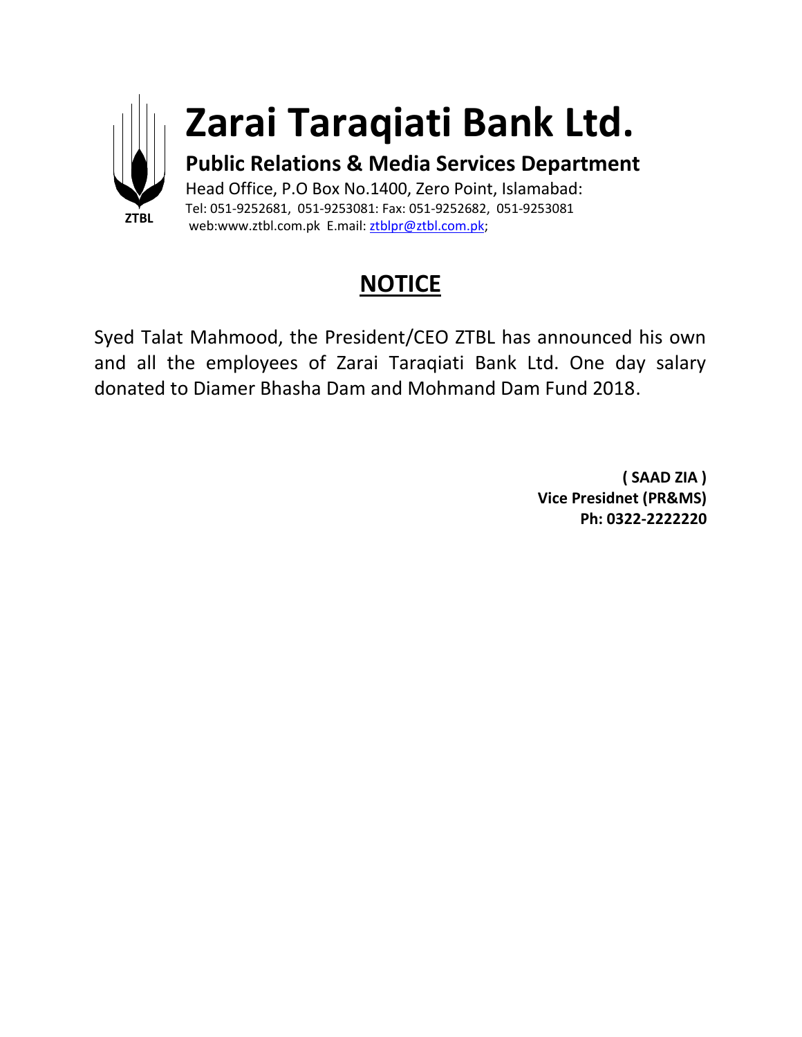ZTBL

# Zarai Taraqiati Bank Ltd.

## Public Relations & Media Services Department

Head Office, P.O Box No.1400, Zero Point, Islamabad:
Tel: 051-9252681, 051-9253081: Fax: 051-9252682, 051-9253081
web:www.ztbl.com.pk E.mail: ztblpr@ztbl.com.pk;

# NOTICE

Syed Talat Mahmood, the President/CEO ZTBL has announced his own and all the employees of Zarai Taraqiati Bank Ltd. One day salary donated to Diamer Bhasha Dam and Mohmand Dam Fund 2018.

**( SAAD ZIA )**
**Vice Presidnet (PR&MS)**
**Ph: 0322-2222220**